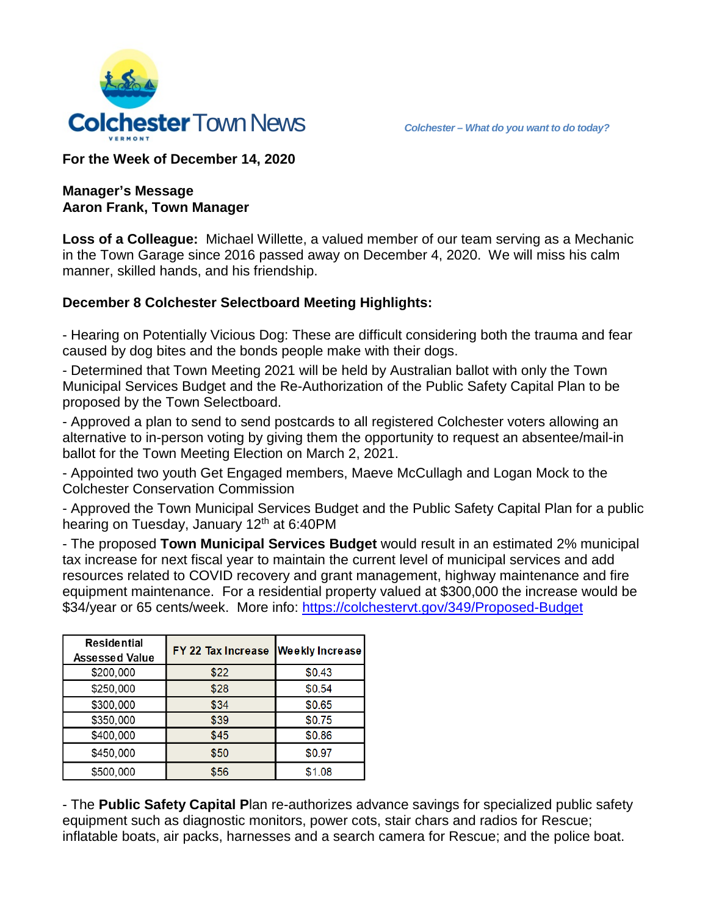# Colchester Town News

VERMONT

*Colchester – What do you want to do today?*

**For the Week of December 14, 2020**

**Manager's Message**
**Aaron Frank, Town Manager**

**Loss of a Colleague:** Michael Willette, a valued member of our team serving as a Mechanic in the Town Garage since 2016 passed away on December 4, 2020. We will miss his calm manner, skilled hands, and his friendship.

**December 8 Colchester Selectboard Meeting Highlights:**

- Hearing on Potentially Vicious Dog: These are difficult considering both the trauma and fear caused by dog bites and the bonds people make with their dogs.
- Determined that Town Meeting 2021 will be held by Australian ballot with only the Town Municipal Services Budget and the Re-Authorization of the Public Safety Capital Plan to be proposed by the Town Selectboard.
- Approved a plan to send to send postcards to all registered Colchester voters allowing an alternative to in-person voting by giving them the opportunity to request an absentee/mail-in ballot for the Town Meeting Election on March 2, 2021.
- Appointed two youth Get Engaged members, Maeve McCullagh and Logan Mock to the Colchester Conservation Commission
- Approved the Town Municipal Services Budget and the Public Safety Capital Plan for a public hearing on Tuesday, January 12th at 6:40PM
- The proposed **Town Municipal Services Budget** would result in an estimated 2% municipal tax increase for next fiscal year to maintain the current level of municipal services and add resources related to COVID recovery and grant management, highway maintenance and fire equipment maintenance. For a residential property valued at $300,000 the increase would be $34/year or 65 cents/week. More info: https://colchestervt.gov/349/Proposed-Budget

| Residential Assessed Value | FY 22 Tax Increase | Weekly Increase |
|---|---|---|
| $200,000 | $22 | $0.43 |
| $250,000 | $28 | $0.54 |
| $300,000 | $34 | $0.65 |
| $350,000 | $39 | $0.75 |
| $400,000 | $45 | $0.86 |
| $450,000 | $50 | $0.97 |
| $500,000 | $56 | $1.08 |

- The **Public Safety Capital P**lan re-authorizes advance savings for specialized public safety equipment such as diagnostic monitors, power cots, stair chars and radios for Rescue; inflatable boats, air packs, harnesses and a search camera for Rescue; and the police boat.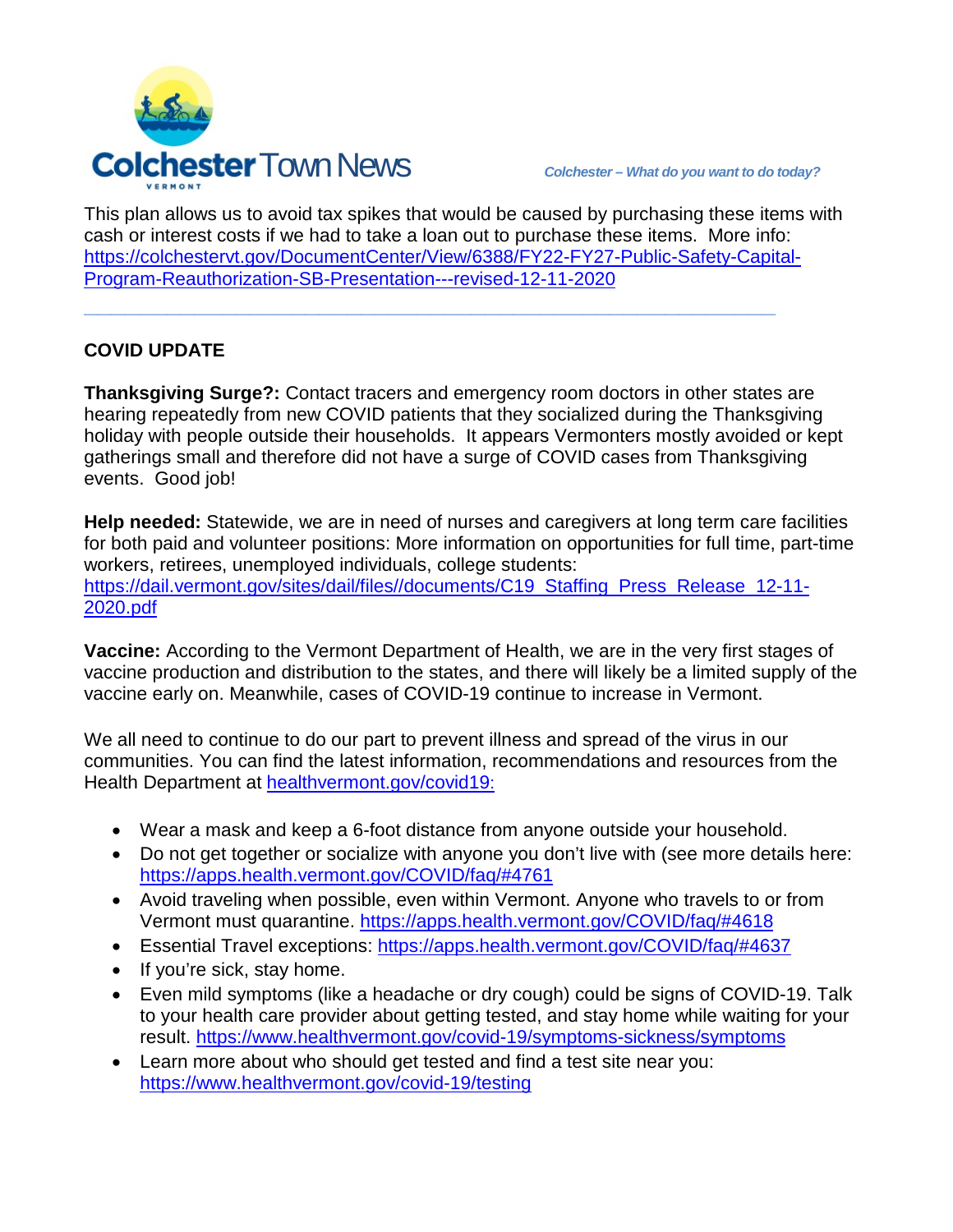This plan allows us to avoid tax spikes that would be caused by purchasing these items with cash or interest costs if we had to take a loan out to purchase these items. More info: https://colchestervt.gov/DocumentCenter/View/6388/FY22-FY27-Public-Safety-Capital-Program-Reauthorization-SB-Presentation---revised-12-11-2020

---

**COVID UPDATE**

**Thanksgiving Surge?:** Contact tracers and emergency room doctors in other states are hearing repeatedly from new COVID patients that they socialized during the Thanksgiving holiday with people outside their households. It appears Vermonters mostly avoided or kept gatherings small and therefore did not have a surge of COVID cases from Thanksgiving events. Good job!

**Help needed:** Statewide, we are in need of nurses and caregivers at long term care facilities for both paid and volunteer positions: More information on opportunities for full time, part-time workers, retirees, unemployed individuals, college students: https://dail.vermont.gov/sites/dail/files//documents/C19_Staffing_Press_Release_12-11-2020.pdf

**Vaccine:** According to the Vermont Department of Health, we are in the very first stages of vaccine production and distribution to the states, and there will likely be a limited supply of the vaccine early on. Meanwhile, cases of COVID-19 continue to increase in Vermont.

We all need to continue to do our part to prevent illness and spread of the virus in our communities. You can find the latest information, recommendations and resources from the Health Department at healthvermont.gov/covid19:

- Wear a mask and keep a 6-foot distance from anyone outside your household.
- Do not get together or socialize with anyone you don't live with (see more details here: https://apps.health.vermont.gov/COVID/faq/#4761
- Avoid traveling when possible, even within Vermont. Anyone who travels to or from Vermont must quarantine. https://apps.health.vermont.gov/COVID/faq/#4618
- Essential Travel exceptions: https://apps.health.vermont.gov/COVID/faq/#4637
- If you're sick, stay home.
- Even mild symptoms (like a headache or dry cough) could be signs of COVID-19. Talk to your health care provider about getting tested, and stay home while waiting for your result. https://www.healthvermont.gov/covid-19/symptoms-sickness/symptoms
- Learn more about who should get tested and find a test site near you: https://www.healthvermont.gov/covid-19/testing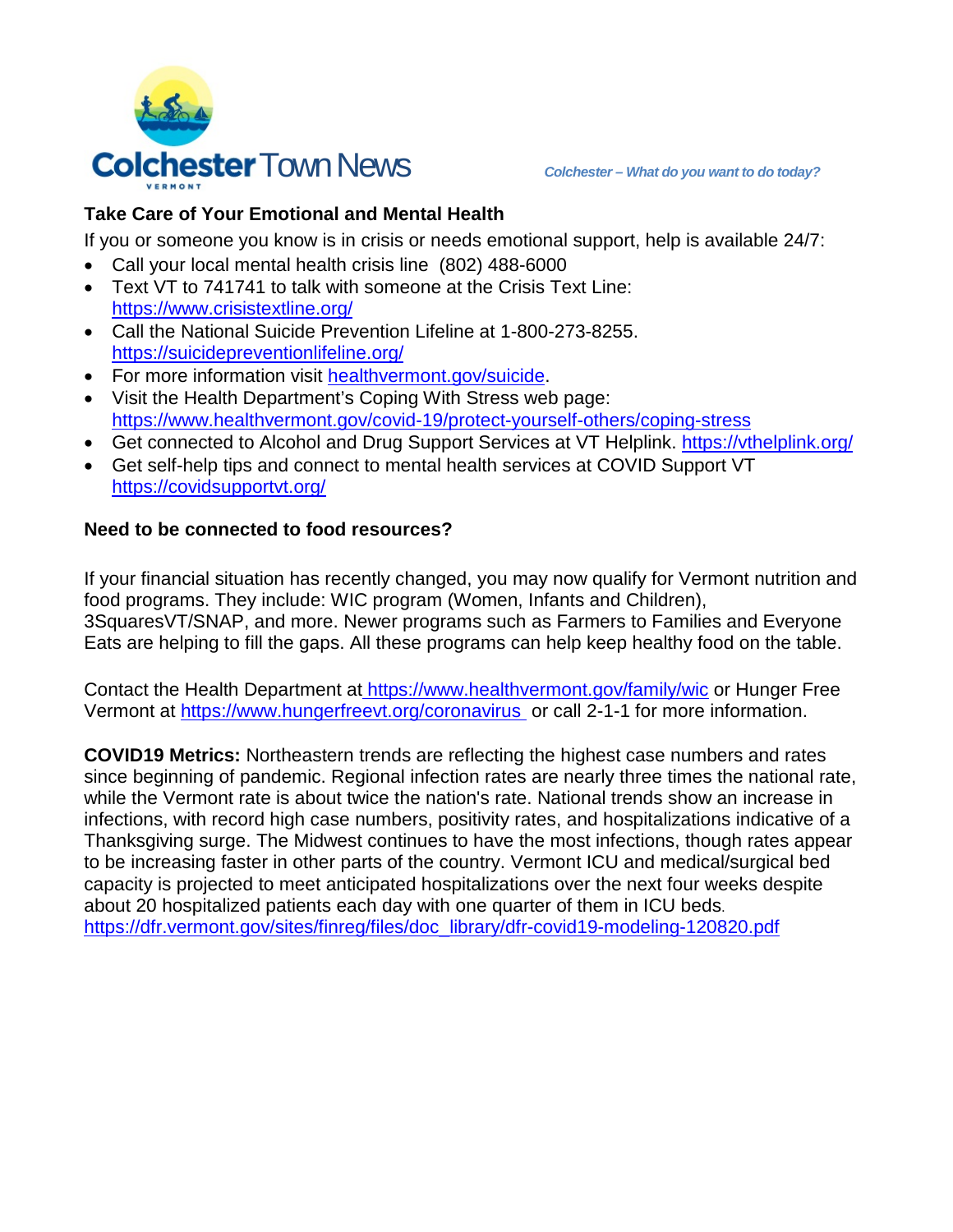Colchester Town News

VERMONT

*Colchester – What do you want to do today?*

## Take Care of Your Emotional and Mental Health

If you or someone you know is in crisis or needs emotional support, help is available 24/7:

- Call your local mental health crisis line (802) 488-6000
- Text VT to 741741 to talk with someone at the Crisis Text Line: https://www.crisistextline.org/
- Call the National Suicide Prevention Lifeline at 1-800-273-8255. https://suicidepreventionlifeline.org/
- For more information visit healthvermont.gov/suicide.
- Visit the Health Department's Coping With Stress web page: https://www.healthvermont.gov/covid-19/protect-yourself-others/coping-stress
- Get connected to Alcohol and Drug Support Services at VT Helplink. https://vthelplink.org/
- Get self-help tips and connect to mental health services at COVID Support VT https://covidsupportvt.org/

## Need to be connected to food resources?

If your financial situation has recently changed, you may now qualify for Vermont nutrition and food programs. They include: WIC program (Women, Infants and Children), 3SquaresVT/SNAP, and more. Newer programs such as Farmers to Families and Everyone Eats are helping to fill the gaps. All these programs can help keep healthy food on the table.

Contact the Health Department at https://www.healthvermont.gov/family/wic or Hunger Free Vermont at https://www.hungerfreevt.org/coronavirus or call 2-1-1 for more information.

**COVID19 Metrics:** Northeastern trends are reflecting the highest case numbers and rates since beginning of pandemic. Regional infection rates are nearly three times the national rate, while the Vermont rate is about twice the nation's rate. National trends show an increase in infections, with record high case numbers, positivity rates, and hospitalizations indicative of a Thanksgiving surge. The Midwest continues to have the most infections, though rates appear to be increasing faster in other parts of the country. Vermont ICU and medical/surgical bed capacity is projected to meet anticipated hospitalizations over the next four weeks despite about 20 hospitalized patients each day with one quarter of them in ICU beds. https://dfr.vermont.gov/sites/finreg/files/doc_library/dfr-covid19-modeling-120820.pdf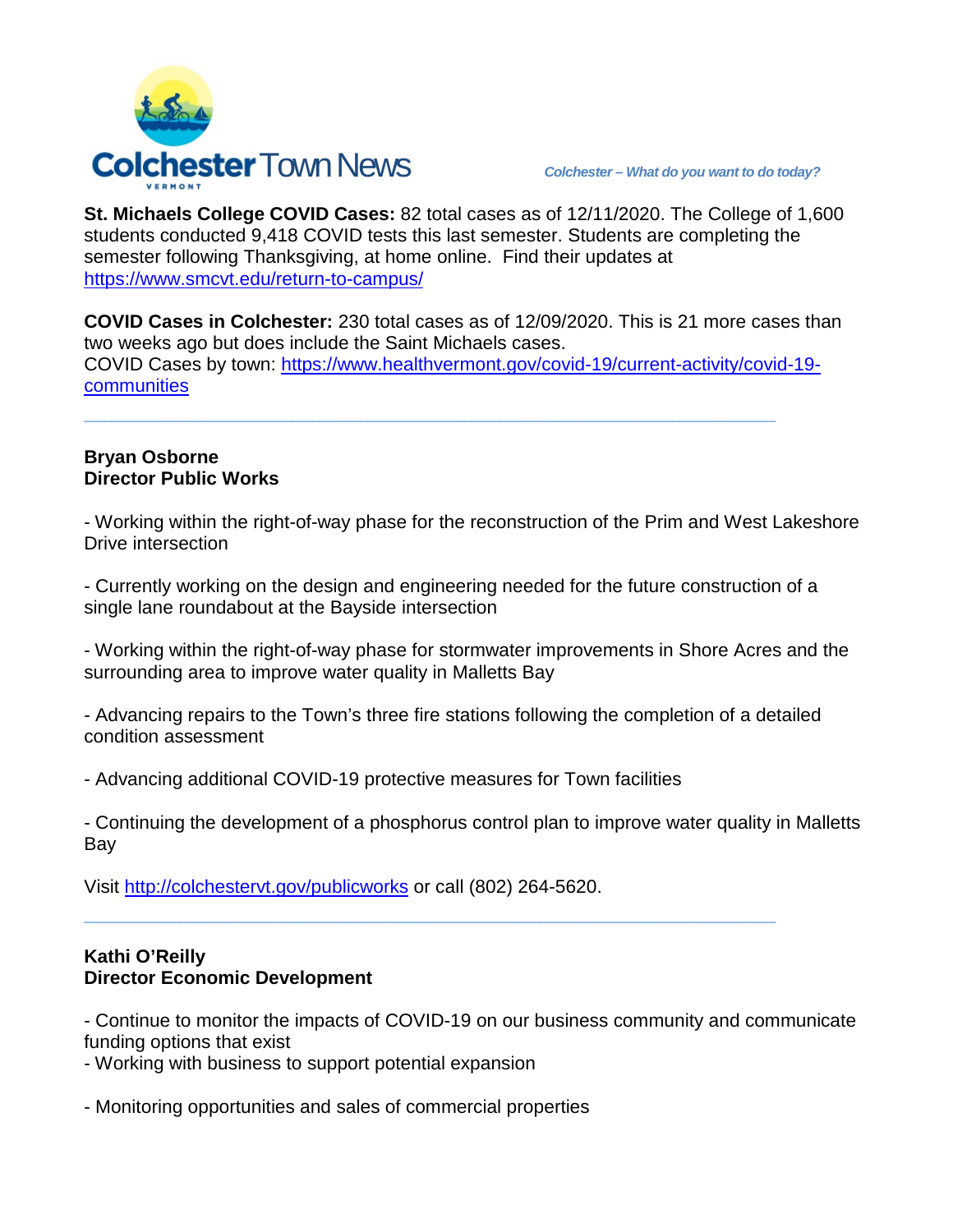Colchester Town News

*Colchester – What do you want to do today?*

**St. Michaels College COVID Cases:** 82 total cases as of 12/11/2020. The College of 1,600 students conducted 9,418 COVID tests this last semester. Students are completing the semester following Thanksgiving, at home online. Find their updates at https://www.smcvt.edu/return-to-campus/

**COVID Cases in Colchester:** 230 total cases as of 12/09/2020. This is 21 more cases than two weeks ago but does include the Saint Michaels cases.
COVID Cases by town: https://www.healthvermont.gov/covid-19/current-activity/covid-19-communities

---

**Bryan Osborne**
**Director Public Works**

- Working within the right-of-way phase for the reconstruction of the Prim and West Lakeshore Drive intersection

- Currently working on the design and engineering needed for the future construction of a single lane roundabout at the Bayside intersection

- Working within the right-of-way phase for stormwater improvements in Shore Acres and the surrounding area to improve water quality in Malletts Bay

- Advancing repairs to the Town's three fire stations following the completion of a detailed condition assessment

- Advancing additional COVID-19 protective measures for Town facilities

- Continuing the development of a phosphorus control plan to improve water quality in Malletts Bay

Visit http://colchestervt.gov/publicworks or call (802) 264-5620.

---

**Kathi O'Reilly**
**Director Economic Development**

- Continue to monitor the impacts of COVID-19 on our business community and communicate funding options that exist
- Working with business to support potential expansion

- Monitoring opportunities and sales of commercial properties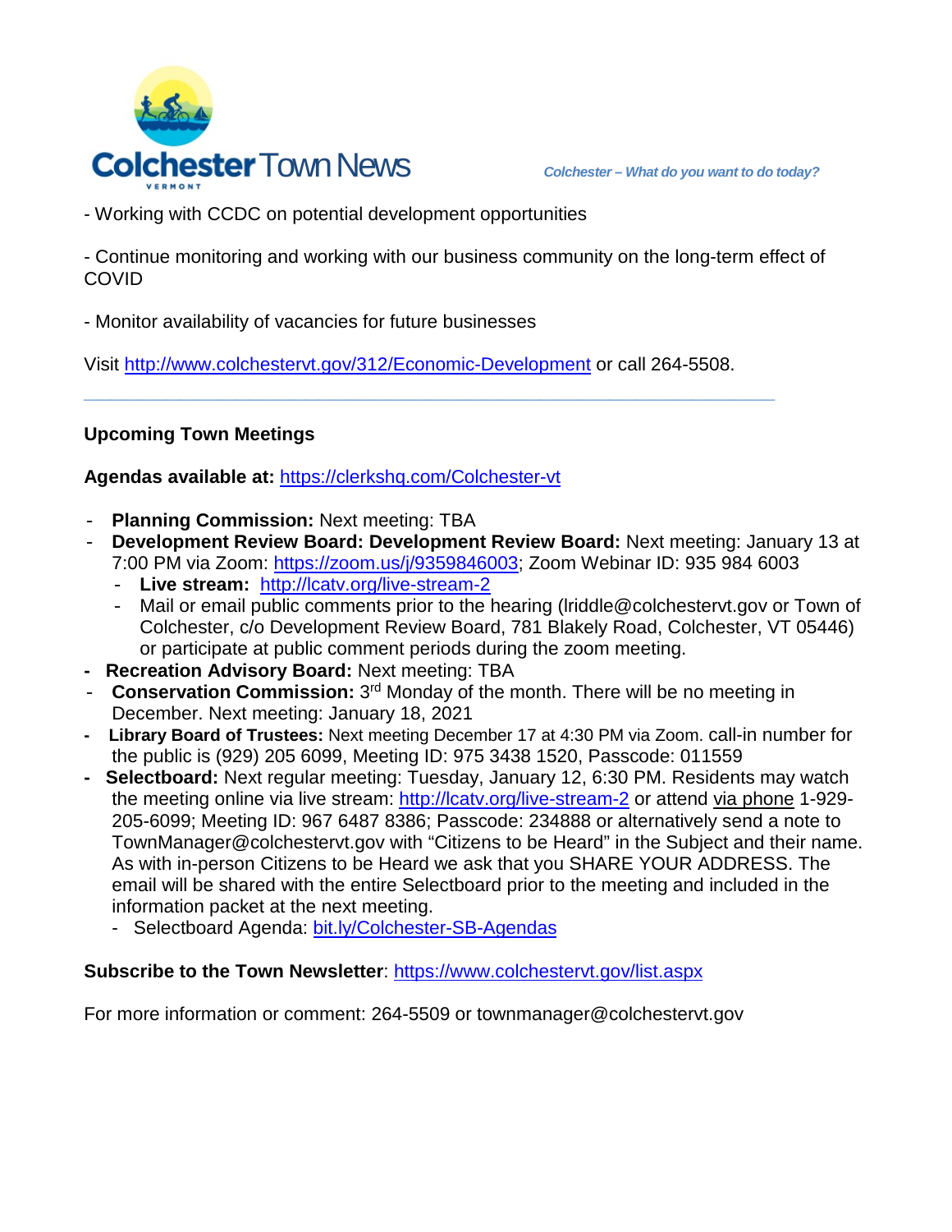- Working with CCDC on potential development opportunities

- Continue monitoring and working with our business community on the long-term effect of COVID

- Monitor availability of vacancies for future businesses

Visit http://www.colchestervt.gov/312/Economic-Development or call 264-5508.

---

**Upcoming Town Meetings**

**Agendas available at:** https://clerkshq.com/Colchester-vt

- **Planning Commission:** Next meeting: TBA
- **Development Review Board: Development Review Board:** Next meeting: January 13 at 7:00 PM via Zoom: https://zoom.us/j/9359846003; Zoom Webinar ID: 935 984 6003
  - **Live stream:** http://lcatv.org/live-stream-2
  - Mail or email public comments prior to the hearing (lriddle@colchestervt.gov or Town of Colchester, c/o Development Review Board, 781 Blakely Road, Colchester, VT 05446) or participate at public comment periods during the zoom meeting.
- **Recreation Advisory Board:** Next meeting: TBA
- **Conservation Commission:** 3rd Monday of the month. There will be no meeting in December. Next meeting: January 18, 2021
- **Library Board of Trustees:** Next meeting December 17 at 4:30 PM via Zoom. call-in number for the public is (929) 205 6099, Meeting ID: 975 3438 1520, Passcode: 011559
- **Selectboard:** Next regular meeting: Tuesday, January 12, 6:30 PM. Residents may watch the meeting online via live stream: http://lcatv.org/live-stream-2 or attend via phone 1-929-205-6099; Meeting ID: 967 6487 8386; Passcode: 234888 or alternatively send a note to TownManager@colchestervt.gov with "Citizens to be Heard" in the Subject and their name. As with in-person Citizens to be Heard we ask that you SHARE YOUR ADDRESS. The email will be shared with the entire Selectboard prior to the meeting and included in the information packet at the next meeting.
  - Selectboard Agenda: bit.ly/Colchester-SB-Agendas

**Subscribe to the Town Newsletter**: https://www.colchestervt.gov/list.aspx

For more information or comment: 264-5509 or townmanager@colchestervt.gov